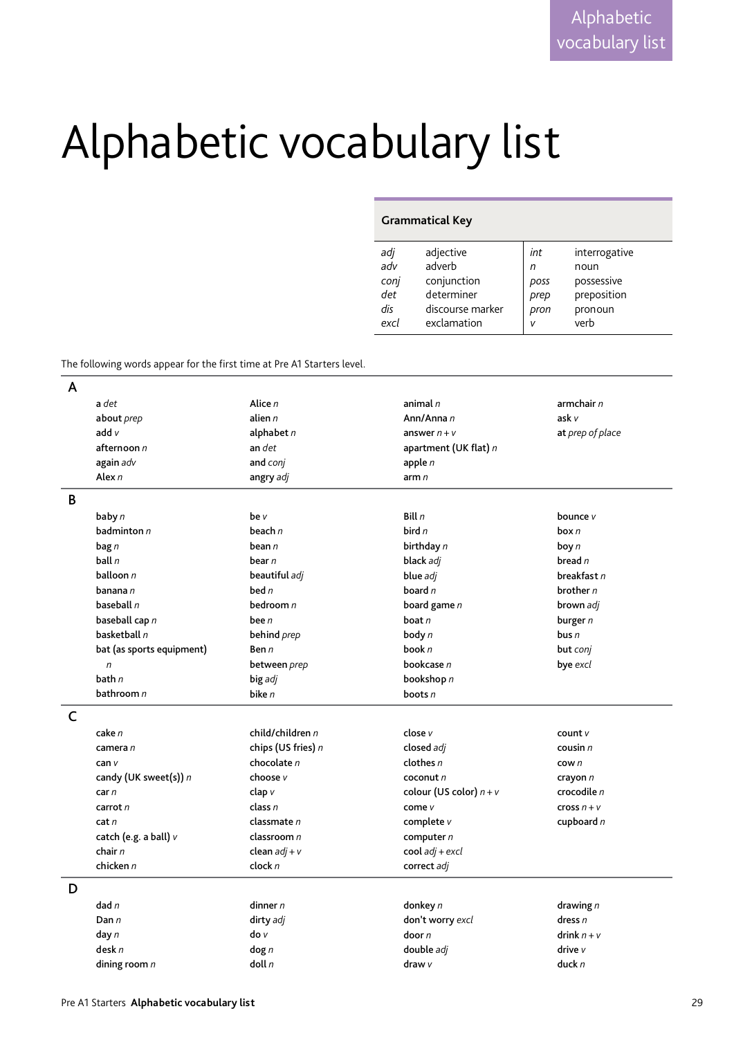# Alphabetic vocabulary list

**Grammatical Key**

| | | | |
|---|---|---|---|
| *adj* | adjective | *int* | interrogative |
| *adv* | adverb | *n* | noun |
| *conj* | conjunction | *poss* | possessive |
| *det* | determiner | *prep* | preposition |
| *dis* | discourse marker | *pron* | pronoun |
| *excl* | exclamation | *v* | verb |

The following words appear for the first time at Pre A1 Starters level.

## A

**a** *det*
**about** *prep*
**add** *v*
**afternoon** *n*
**again** *adv*
**Alex** *n*
**Alice** *n*
**alien** *n*
**alphabet** *n*
**an** *det*
**and** *conj*
**angry** *adj*
**animal** *n*
**Ann/Anna** *n*
**answer** *n + v*
**apartment (UK flat)** *n*
**apple** *n*
**arm** *n*
**armchair** *n*
**ask** *v*
**at** *prep of place*

## B

**baby** *n*
**badminton** *n*
**bag** *n*
**ball** *n*
**balloon** *n*
**banana** *n*
**baseball** *n*
**baseball cap** *n*
**basketball** *n*
**bat (as sports equipment)** *n*
**bath** *n*
**bathroom** *n*
**be** *v*
**beach** *n*
**bean** *n*
**bear** *n*
**beautiful** *adj*
**bed** *n*
**bedroom** *n*
**bee** *n*
**behind** *prep*
**Ben** *n*
**between** *prep*
**big** *adj*
**bike** *n*
**Bill** *n*
**bird** *n*
**birthday** *n*
**black** *adj*
**blue** *adj*
**board** *n*
**board game** *n*
**boat** *n*
**body** *n*
**book** *n*
**bookcase** *n*
**bookshop** *n*
**boots** *n*
**bounce** *v*
**box** *n*
**boy** *n*
**bread** *n*
**breakfast** *n*
**brother** *n*
**brown** *adj*
**burger** *n*
**bus** *n*
**but** *conj*
**bye** *excl*

## C

**cake** *n*
**camera** *n*
**can** *v*
**candy (UK sweet(s))** *n*
**car** *n*
**carrot** *n*
**cat** *n*
**catch (e.g. a ball)** *v*
**chair** *n*
**chicken** *n*
**child/children** *n*
**chips (US fries)** *n*
**chocolate** *n*
**choose** *v*
**clap** *v*
**class** *n*
**classmate** *n*
**classroom** *n*
**clean** *adj + v*
**clock** *n*
**close** *v*
**closed** *adj*
**clothes** *n*
**coconut** *n*
**colour (US color)** *n + v*
**come** *v*
**complete** *v*
**computer** *n*
**cool** *adj + excl*
**correct** *adj*
**count** *v*
**cousin** *n*
**cow** *n*
**crayon** *n*
**crocodile** *n*
**cross** *n + v*
**cupboard** *n*

## D

**dad** *n*
**Dan** *n*
**day** *n*
**desk** *n*
**dining room** *n*
**dinner** *n*
**dirty** *adj*
**do** *v*
**dog** *n*
**doll** *n*
**donkey** *n*
**don't worry** *excl*
**door** *n*
**double** *adj*
**draw** *v*
**drawing** *n*
**dress** *n*
**drink** *n + v*
**drive** *v*
**duck** *n*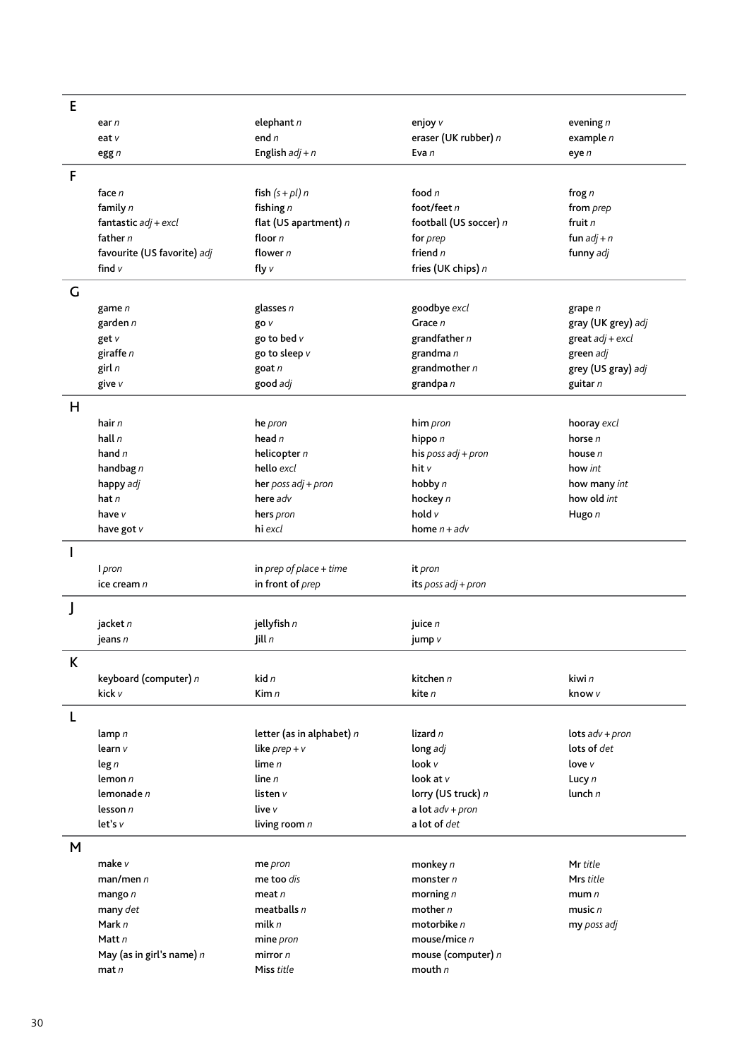## E

| | | | |
|---|---|---|---|
| **ear** *n* | **elephant** *n* | **enjoy** *v* | **evening** *n* |
| **eat** *v* | **end** *n* | **eraser (UK rubber)** *n* | **example** *n* |
| **egg** *n* | **English** *adj + n* | **Eva** *n* | **eye** *n* |

## F

| | | | |
|---|---|---|---|
| **face** *n* | **fish** *(s + pl) n* | **food** *n* | **frog** *n* |
| **family** *n* | **fishing** *n* | **foot/feet** *n* | **from** *prep* |
| **fantastic** *adj + excl* | **flat (US apartment)** *n* | **football (US soccer)** *n* | **fruit** *n* |
| **father** *n* | **floor** *n* | **for** *prep* | **fun** *adj + n* |
| **favourite (US favorite)** *adj* | **flower** *n* | **friend** *n* | **funny** *adj* |
| **find** *v* | **fly** *v* | **fries (UK chips)** *n* | |

## G

| | | | |
|---|---|---|---|
| **game** *n* | **glasses** *n* | **goodbye** *excl* | **grape** *n* |
| **garden** *n* | **go** *v* | **Grace** *n* | **gray (UK grey)** *adj* |
| **get** *v* | **go to bed** *v* | **grandfather** *n* | **great** *adj + excl* |
| **giraffe** *n* | **go to sleep** *v* | **grandma** *n* | **green** *adj* |
| **girl** *n* | **goat** *n* | **grandmother** *n* | **grey (US gray)** *adj* |
| **give** *v* | **good** *adj* | **grandpa** *n* | **guitar** *n* |

## H

| | | | |
|---|---|---|---|
| **hair** *n* | **he** *pron* | **him** *pron* | **hooray** *excl* |
| **hall** *n* | **head** *n* | **hippo** *n* | **horse** *n* |
| **hand** *n* | **helicopter** *n* | **his** *poss adj + pron* | **house** *n* |
| **handbag** *n* | **hello** *excl* | **hit** *v* | **how** *int* |
| **happy** *adj* | **her** *poss adj + pron* | **hobby** *n* | **how many** *int* |
| **hat** *n* | **here** *adv* | **hockey** *n* | **how old** *int* |
| **have** *v* | **hers** *pron* | **hold** *v* | **Hugo** *n* |
| **have got** *v* | **hi** *excl* | **home** *n + adv* | |

## I

| | | |
|---|---|---|
| **I** *pron* | **in** *prep of place + time* | **it** *pron* |
| **ice cream** *n* | **in front of** *prep* | **its** *poss adj + pron* |

## J

| | | |
|---|---|---|
| **jacket** *n* | **jellyfish** *n* | **juice** *n* |
| **jeans** *n* | **Jill** *n* | **jump** *v* |

## K

| | | | |
|---|---|---|---|
| **keyboard (computer)** *n* | **kid** *n* | **kitchen** *n* | **kiwi** *n* |
| **kick** *v* | **Kim** *n* | **kite** *n* | **know** *v* |

## L

| | | | |
|---|---|---|---|
| **lamp** *n* | **letter (as in alphabet)** *n* | **lizard** *n* | **lots** *adv + pron* |
| **learn** *v* | **like** *prep + v* | **long** *adj* | **lots of** *det* |
| **leg** *n* | **lime** *n* | **look** *v* | **love** *v* |
| **lemon** *n* | **line** *n* | **look at** *v* | **Lucy** *n* |
| **lemonade** *n* | **listen** *v* | **lorry (US truck)** *n* | **lunch** *n* |
| **lesson** *n* | **live** *v* | **a lot** *adv + pron* | |
| **let's** *v* | **living room** *n* | **a lot of** *det* | |

## M

| | | | |
|---|---|---|---|
| **make** *v* | **me** *pron* | **monkey** *n* | **Mr** *title* |
| **man/men** *n* | **me too** *dis* | **monster** *n* | **Mrs** *title* |
| **mango** *n* | **meat** *n* | **morning** *n* | **mum** *n* |
| **many** *det* | **meatballs** *n* | **mother** *n* | **music** *n* |
| **Mark** *n* | **milk** *n* | **motorbike** *n* | **my** *poss adj* |
| **Matt** *n* | **mine** *pron* | **mouse/mice** *n* | |
| **May (as in girl's name)** *n* | **mirror** *n* | **mouse (computer)** *n* | |
| **mat** *n* | **Miss** *title* | **mouth** *n* | |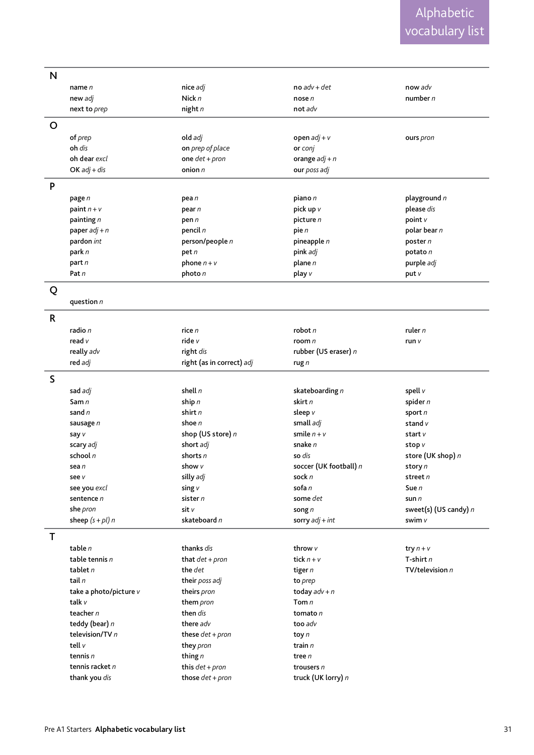# Alphabetic vocabulary list

## N

**name** *n*
**new** *adj*
**next to** *prep*
**nice** *adj*
**Nick** *n*
**night** *n*
**no** *adv + det*
**nose** *n*
**not** *adv*
**now** *adv*
**number** *n*

## O

**of** *prep*
**oh** *dis*
**oh dear** *excl*
**OK** *adj + dis*
**old** *adj*
**on** *prep of place*
**one** *det + pron*
**onion** *n*
**open** *adj + v*
**or** *conj*
**orange** *adj + n*
**our** *poss adj*
**ours** *pron*

## P

**page** *n*
**paint** *n + v*
**painting** *n*
**paper** *adj + n*
**pardon** *int*
**park** *n*
**part** *n*
**Pat** *n*
**pea** *n*
**pear** *n*
**pen** *n*
**pencil** *n*
**person/people** *n*
**pet** *n*
**phone** *n + v*
**photo** *n*
**piano** *n*
**pick up** *v*
**picture** *n*
**pie** *n*
**pineapple** *n*
**pink** *adj*
**plane** *n*
**play** *v*
**playground** *n*
**please** *dis*
**point** *v*
**polar bear** *n*
**poster** *n*
**potato** *n*
**purple** *adj*
**put** *v*

## Q

**question** *n*

## R

**radio** *n*
**read** *v*
**really** *adv*
**red** *adj*
**rice** *n*
**ride** *v*
**right** *dis*
**right (as in correct)** *adj*
**robot** *n*
**room** *n*
**rubber (US eraser)** *n*
**rug** *n*
**ruler** *n*
**run** *v*

## S

**sad** *adj*
**Sam** *n*
**sand** *n*
**sausage** *n*
**say** *v*
**scary** *adj*
**school** *n*
**sea** *n*
**see** *v*
**see you** *excl*
**sentence** *n*
**she** *pron*
**sheep** *(s + pl) n*
**shell** *n*
**ship** *n*
**shirt** *n*
**shoe** *n*
**shop (US store)** *n*
**short** *adj*
**shorts** *n*
**show** *v*
**silly** *adj*
**sing** *v*
**sister** *n*
**sit** *v*
**skateboard** *n*
**skateboarding** *n*
**skirt** *n*
**sleep** *v*
**small** *adj*
**smile** *n + v*
**snake** *n*
**so** *dis*
**soccer (UK football)** *n*
**sock** *n*
**sofa** *n*
**some** *det*
**song** *n*
**sorry** *adj + int*
**spell** *v*
**spider** *n*
**sport** *n*
**stand** *v*
**start** *v*
**stop** *v*
**store (UK shop)** *n*
**story** *n*
**street** *n*
**Sue** *n*
**sun** *n*
**sweet(s) (US candy)** *n*
**swim** *v*

## T

**table** *n*
**table tennis** *n*
**tablet** *n*
**tail** *n*
**take a photo/picture** *v*
**talk** *v*
**teacher** *n*
**teddy (bear)** *n*
**television/TV** *n*
**tell** *v*
**tennis** *n*
**tennis racket** *n*
**thank you** *dis*
**thanks** *dis*
**that** *det + pron*
**the** *det*
**their** *poss adj*
**theirs** *pron*
**them** *pron*
**then** *dis*
**there** *adv*
**these** *det + pron*
**they** *pron*
**thing** *n*
**this** *det + pron*
**those** *det + pron*
**throw** *v*
**tick** *n + v*
**tiger** *n*
**to** *prep*
**today** *adv + n*
**Tom** *n*
**tomato** *n*
**too** *adv*
**toy** *n*
**train** *n*
**tree** *n*
**trousers** *n*
**truck (UK lorry)** *n*
**try** *n + v*
**T-shirt** *n*
**TV/television** *n*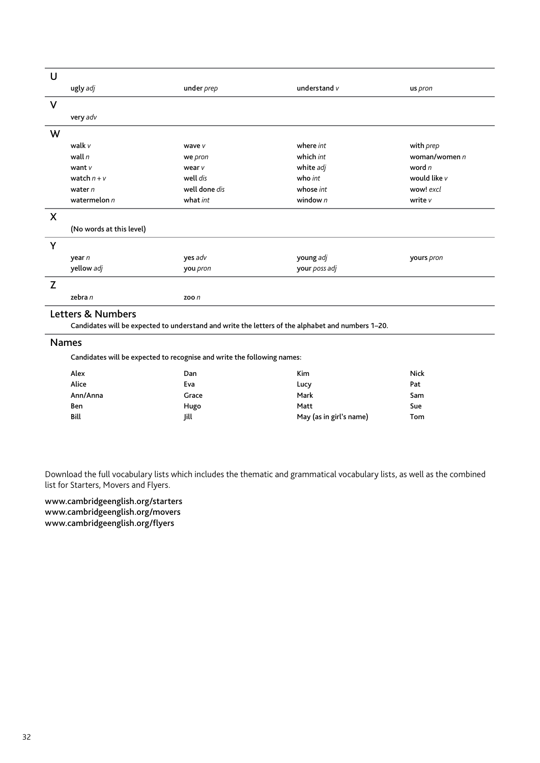## U

| | | | |
|---|---|---|---|
| ugly *adj* | under *prep* | understand *v* | us *pron* |

## V

| | | | |
|---|---|---|---|
| very *adv* | | | |

## W

| | | | |
|---|---|---|---|
| walk *v* | wave *v* | where *int* | with *prep* |
| wall *n* | we *pron* | which *int* | woman/women *n* |
| want *v* | wear *v* | white *adj* | word *n* |
| watch *n + v* | well *dis* | who *int* | would like *v* |
| water *n* | well done *dis* | whose *int* | wow! *excl* |
| watermelon *n* | what *int* | window *n* | write *v* |

## X

(No words at this level)

## Y

| | | | |
|---|---|---|---|
| year *n* | yes *adv* | young *adj* | yours *pron* |
| yellow *adj* | you *pron* | your *poss adj* | |

## Z

| | | | |
|---|---|---|---|
| zebra *n* | zoo *n* | | |

## Letters & Numbers

Candidates will be expected to understand and write the letters of the alphabet and numbers 1–20.

## Names

Candidates will be expected to recognise and write the following names:

| | | | |
|---|---|---|---|
| Alex | Dan | Kim | Nick |
| Alice | Eva | Lucy | Pat |
| Ann/Anna | Grace | Mark | Sam |
| Ben | Hugo | Matt | Sue |
| Bill | Jill | May (as in girl's name) | Tom |

Download the full vocabulary lists which includes the thematic and grammatical vocabulary lists, as well as the combined list for Starters, Movers and Flyers.

www.cambridgeenglish.org/starters
www.cambridgeenglish.org/movers
www.cambridgeenglish.org/flyers